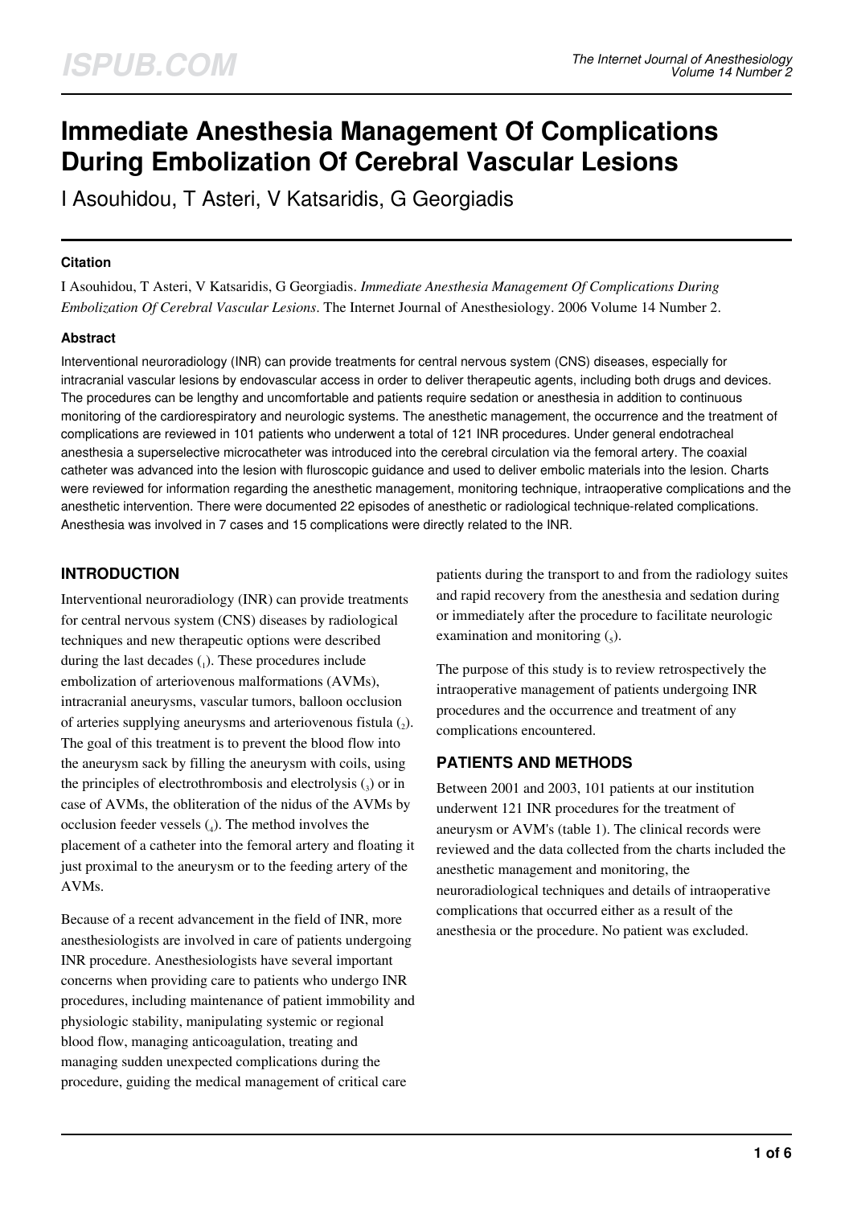# Immediate Anesthesia Management Of Complications During Embolization Of Cerebral Vascular Lesions

I Asouhidou, T Asteri, V Katsaridis, G Georgiadis

### Citation

I Asouhidou, T Asteri, V Katsaridis, G Georgiadis. *Immediate Anesthesia Management Of Complications During Embolization Of Cerebral Vascular Lesions*. The Internet Journal of Anesthesiology. 2006 Volume 14 Number 2.

### Abstract

Interventional neuroradiology (INR) can provide treatments for central nervous system (CNS) diseases, especially for intracranial vascular lesions by endovascular access in order to deliver therapeutic agents, including both drugs and devices. The procedures can be lengthy and uncomfortable and patients require sedation or anesthesia in addition to continuous monitoring of the cardiorespiratory and neurologic systems. The anesthetic management, the occurrence and the treatment of complications are reviewed in 101 patients who underwent a total of 121 INR procedures. Under general endotracheal anesthesia a superselective microcatheter was introduced into the cerebral circulation via the femoral artery. The coaxial catheter was advanced into the lesion with fluroscopic guidance and used to deliver embolic materials into the lesion. Charts were reviewed for information regarding the anesthetic management, monitoring technique, intraoperative complications and the anesthetic intervention. There were documented 22 episodes of anesthetic or radiological technique-related complications. Anesthesia was involved in 7 cases and 15 complications were directly related to the INR.

## INTRODUCTION

Interventional neuroradiology (INR) can provide treatments for central nervous system (CNS) diseases by radiological techniques and new therapeutic options were described during the last decades (1). These procedures include embolization of arteriovenous malformations (AVMs), intracranial aneurysms, vascular tumors, balloon occlusion of arteries supplying aneurysms and arteriovenous fistula (2). The goal of this treatment is to prevent the blood flow into the aneurysm sack by filling the aneurysm with coils, using the principles of electrothrombosis and electrolysis (3) or in case of AVMs, the obliteration of the nidus of the AVMs by occlusion feeder vessels (4). The method involves the placement of a catheter into the femoral artery and floating it just proximal to the aneurysm or to the feeding artery of the AVMs.

Because of a recent advancement in the field of INR, more anesthesiologists are involved in care of patients undergoing INR procedure. Anesthesiologists have several important concerns when providing care to patients who undergo INR procedures, including maintenance of patient immobility and physiologic stability, manipulating systemic or regional blood flow, managing anticoagulation, treating and managing sudden unexpected complications during the procedure, guiding the medical management of critical care patients during the transport to and from the radiology suites and rapid recovery from the anesthesia and sedation during or immediately after the procedure to facilitate neurologic examination and monitoring (5).

The purpose of this study is to review retrospectively the intraoperative management of patients undergoing INR procedures and the occurrence and treatment of any complications encountered.

## PATIENTS AND METHODS

Between 2001 and 2003, 101 patients at our institution underwent 121 INR procedures for the treatment of aneurysm or AVM's (table 1). The clinical records were reviewed and the data collected from the charts included the anesthetic management and monitoring, the neuroradiological techniques and details of intraoperative complications that occurred either as a result of the anesthesia or the procedure. No patient was excluded.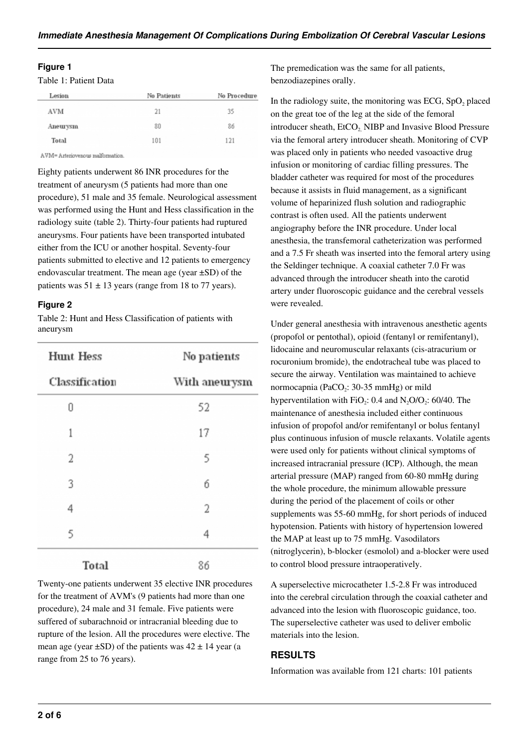**Figure 1**

Table 1: Patient Data

| Lesion | No Patients | No Procedure |
|---|---|---|
| AVM | 21 | 35 |
| Aneurysm | 80 | 86 |
| Total | 101 | 121 |

AVM= Arteriovenous malformation.

Eighty patients underwent 86 INR procedures for the treatment of aneurysm (5 patients had more than one procedure), 51 male and 35 female. Neurological assessment was performed using the Hunt and Hess classification in the radiology suite (table 2). Thirty-four patients had ruptured aneurysms. Four patients have been transported intubated either from the ICU or another hospital. Seventy-four patients submitted to elective and 12 patients to emergency endovascular treatment. The mean age (year ±SD) of the patients was 51 ± 13 years (range from 18 to 77 years).

**Figure 2**

Table 2: Hunt and Hess Classification of patients with aneurysm

| Hunt Hess Classification | No patients With aneurysm |
|---|---|
| 0 | 52 |
| 1 | 17 |
| 2 | 5 |
| 3 | 6 |
| 4 | 2 |
| 5 | 4 |
| Total | 86 |

Twenty-one patients underwent 35 elective INR procedures for the treatment of AVM's (9 patients had more than one procedure), 24 male and 31 female. Five patients were suffered of subarachnoid or intracranial bleeding due to rupture of the lesion. All the procedures were elective. The mean age (year ±SD) of the patients was 42 ± 14 year (a range from 25 to 76 years).

The premedication was the same for all patients, benzodiazepines orally.

In the radiology suite, the monitoring was ECG, $SpO_2$ placed on the great toe of the leg at the side of the femoral introducer sheath, $EtCO_2$, NIBP and Invasive Blood Pressure via the femoral artery introducer sheath. Monitoring of CVP was placed only in patients who needed vasoactive drug infusion or monitoring of cardiac filling pressures. The bladder catheter was required for most of the procedures because it assists in fluid management, as a significant volume of heparinized flush solution and radiographic contrast is often used. All the patients underwent angiography before the INR procedure. Under local anesthesia, the transfemoral catheterization was performed and a 7.5 Fr sheath was inserted into the femoral artery using the Seldinger technique. A coaxial catheter 7.0 Fr was advanced through the introducer sheath into the carotid artery under fluoroscopic guidance and the cerebral vessels were revealed.

Under general anesthesia with intravenous anesthetic agents (propofol or pentothal), opioid (fentanyl or remifentanyl), lidocaine and neuromuscular relaxants (cis-atracurium or rocuronium bromide), the endotracheal tube was placed to secure the airway. Ventilation was maintained to achieve normocapnia ($PaCO_2$: 30-35 mmHg) or mild hyperventilation with $FiO_2$: 0.4 and $N_2O/O_2$: 60/40. The maintenance of anesthesia included either continuous infusion of propofol and/or remifentanyl or bolus fentanyl plus continuous infusion of muscle relaxants. Volatile agents were used only for patients without clinical symptoms of increased intracranial pressure (ICP). Although, the mean arterial pressure (MAP) ranged from 60-80 mmHg during the whole procedure, the minimum allowable pressure during the period of the placement of coils or other supplements was 55-60 mmHg, for short periods of induced hypotension. Patients with history of hypertension lowered the MAP at least up to 75 mmHg. Vasodilators (nitroglycerin), b-blocker (esmolol) and a-blocker were used to control blood pressure intraoperatively.

A superselective microcatheter 1.5-2.8 Fr was introduced into the cerebral circulation through the coaxial catheter and advanced into the lesion with fluoroscopic guidance, too. The superselective catheter was used to deliver embolic materials into the lesion.

## RESULTS

Information was available from 121 charts: 101 patients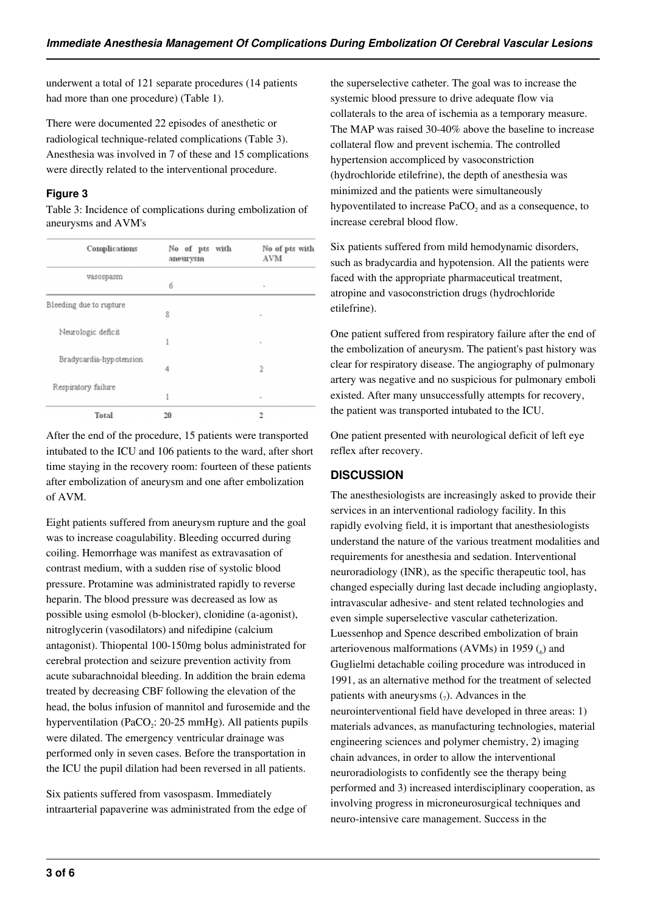underwent a total of 121 separate procedures (14 patients had more than one procedure) (Table 1).

There were documented 22 episodes of anesthetic or radiological technique-related complications (Table 3). Anesthesia was involved in 7 of these and 15 complications were directly related to the interventional procedure.

### Figure 3

Table 3: Incidence of complications during embolization of aneurysms and AVM's

| Complications | No of pts with aneurysm | No of pts with AVM |
|---|---|---|
| vasospasm | 6 | - |
| Bleeding due to rupture | 8 | - |
| Neurologic deficit | 1 | - |
| Bradycardia-hypotension | 4 | 2 |
| Respiratory failure | 1 | - |
| Total | 20 | 2 |

After the end of the procedure, 15 patients were transported intubated to the ICU and 106 patients to the ward, after short time staying in the recovery room: fourteen of these patients after embolization of aneurysm and one after embolization of AVM.

Eight patients suffered from aneurysm rupture and the goal was to increase coagulability. Bleeding occurred during coiling. Hemorrhage was manifest as extravasation of contrast medium, with a sudden rise of systolic blood pressure. Protamine was administrated rapidly to reverse heparin. The blood pressure was decreased as low as possible using esmolol (b-blocker), clonidine (a-agonist), nitroglycerin (vasodilators) and nifedipine (calcium antagonist). Thiopental 100-150mg bolus administrated for cerebral protection and seizure prevention activity from acute subarachnoidal bleeding. In addition the brain edema treated by decreasing CBF following the elevation of the head, the bolus infusion of mannitol and furosemide and the hyperventilation ($PaCO_2$: 20-25 mmHg). All patients pupils were dilated. The emergency ventricular drainage was performed only in seven cases. Before the transportation in the ICU the pupil dilation had been reversed in all patients.

Six patients suffered from vasospasm. Immediately intraarterial papaverine was administrated from the edge of the superselective catheter. The goal was to increase the systemic blood pressure to drive adequate flow via collaterals to the area of ischemia as a temporary measure. The MAP was raised 30-40% above the baseline to increase collateral flow and prevent ischemia. The controlled hypertension accompliced by vasoconstriction (hydrochloride etilefrine), the depth of anesthesia was minimized and the patients were simultaneously hypoventilated to increase $PaCO_2$ and as a consequence, to increase cerebral blood flow.

Six patients suffered from mild hemodynamic disorders, such as bradycardia and hypotension. All the patients were faced with the appropriate pharmaceutical treatment, atropine and vasoconstriction drugs (hydrochloride etilefrine).

One patient suffered from respiratory failure after the end of the embolization of aneurysm. The patient's past history was clear for respiratory disease. The angiography of pulmonary artery was negative and no suspicious for pulmonary emboli existed. After many unsuccessfully attempts for recovery, the patient was transported intubated to the ICU.

One patient presented with neurological deficit of left eye reflex after recovery.

## DISCUSSION

The anesthesiologists are increasingly asked to provide their services in an interventional radiology facility. In this rapidly evolving field, it is important that anesthesiologists understand the nature of the various treatment modalities and requirements for anesthesia and sedation. Interventional neuroradiology (INR), as the specific therapeutic tool, has changed especially during last decade including angioplasty, intravascular adhesive- and stent related technologies and even simple superselective vascular catheterization. Luessenhop and Spence described embolization of brain arteriovenous malformations (AVMs) in 1959 (6) and Guglielmi detachable coiling procedure was introduced in 1991, as an alternative method for the treatment of selected patients with aneurysms (7). Advances in the neurointerventional field have developed in three areas: 1) materials advances, as manufacturing technologies, material engineering sciences and polymer chemistry, 2) imaging chain advances, in order to allow the interventional neuroradiologists to confidently see the therapy being performed and 3) increased interdisciplinary cooperation, as involving progress in microneurosurgical techniques and neuro-intensive care management. Success in the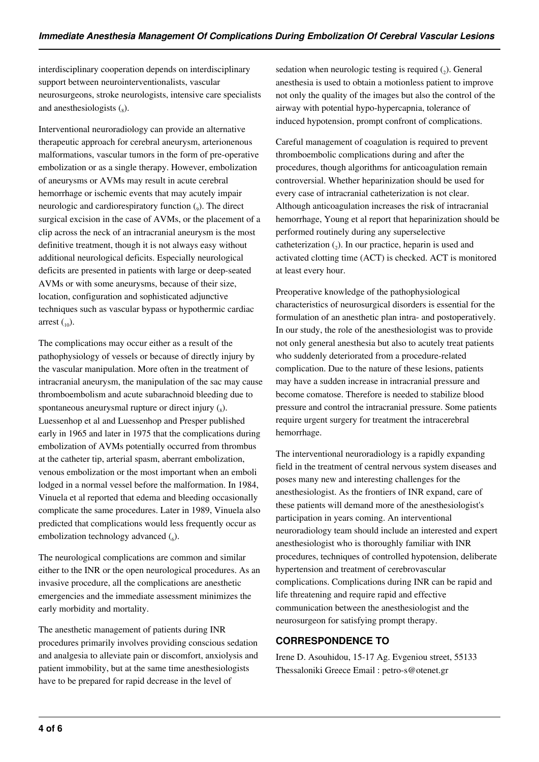interdisciplinary cooperation depends on interdisciplinary support between neurointerventionalists, vascular neurosurgeons, stroke neurologists, intensive care specialists and anesthesiologists [8].

Interventional neuroradiology can provide an alternative therapeutic approach for cerebral aneurysm, arterionenous malformations, vascular tumors in the form of pre-operative embolization or as a single therapy. However, embolization of aneurysms or AVMs may result in acute cerebral hemorrhage or ischemic events that may acutely impair neurologic and cardiorespiratory function [9]. The direct surgical excision in the case of AVMs, or the placement of a clip across the neck of an intracranial aneurysm is the most definitive treatment, though it is not always easy without additional neurological deficits. Especially neurological deficits are presented in patients with large or deep-seated AVMs or with some aneurysms, because of their size, location, configuration and sophisticated adjunctive techniques such as vascular bypass or hypothermic cardiac arrest [10].

The complications may occur either as a result of the pathophysiology of vessels or because of directly injury by the vascular manipulation. More often in the treatment of intracranial aneurysm, the manipulation of the sac may cause thromboembolism and acute subarachnoid bleeding due to spontaneous aneurysmal rupture or direct injury [8]. Luessenhop et al and Luessenhop and Presper published early in 1965 and later in 1975 that the complications during embolization of AVMs potentially occurred from thrombus at the catheter tip, arterial spasm, aberrant embolization, venous embolization or the most important when an emboli lodged in a normal vessel before the malformation. In 1984, Vinuela et al reported that edema and bleeding occasionally complicate the same procedures. Later in 1989, Vinuela also predicted that complications would less frequently occur as embolization technology advanced [6].

The neurological complications are common and similar either to the INR or the open neurological procedures. As an invasive procedure, all the complications are anesthetic emergencies and the immediate assessment minimizes the early morbidity and mortality.

The anesthetic management of patients during INR procedures primarily involves providing conscious sedation and analgesia to alleviate pain or discomfort, anxiolysis and patient immobility, but at the same time anesthesiologists have to be prepared for rapid decrease in the level of sedation when neurologic testing is required [2]. General anesthesia is used to obtain a motionless patient to improve not only the quality of the images but also the control of the airway with potential hypo-hypercapnia, tolerance of induced hypotension, prompt confront of complications.

Careful management of coagulation is required to prevent thromboembolic complications during and after the procedures, though algorithms for anticoagulation remain controversial. Whether heparinization should be used for every case of intracranial catheterization is not clear. Although anticoagulation increases the risk of intracranial hemorrhage, Young et al report that heparinization should be performed routinely during any superselective catheterization [2]. In our practice, heparin is used and activated clotting time (ACT) is checked. ACT is monitored at least every hour.

Preoperative knowledge of the pathophysiological characteristics of neurosurgical disorders is essential for the formulation of an anesthetic plan intra- and postoperatively. In our study, the role of the anesthesiologist was to provide not only general anesthesia but also to acutely treat patients who suddenly deteriorated from a procedure-related complication. Due to the nature of these lesions, patients may have a sudden increase in intracranial pressure and become comatose. Therefore is needed to stabilize blood pressure and control the intracranial pressure. Some patients require urgent surgery for treatment the intracerebral hemorrhage.

The interventional neuroradiology is a rapidly expanding field in the treatment of central nervous system diseases and poses many new and interesting challenges for the anesthesiologist. As the frontiers of INR expand, care of these patients will demand more of the anesthesiologist's participation in years coming. An interventional neuroradiology team should include an interested and expert anesthesiologist who is thoroughly familiar with INR procedures, techniques of controlled hypotension, deliberate hypertension and treatment of cerebrovascular complications. Complications during INR can be rapid and life threatening and require rapid and effective communication between the anesthesiologist and the neurosurgeon for satisfying prompt therapy.

## CORRESPONDENCE TO

Irene D. Asouhidou, 15-17 Ag. Evgeniou street, 55133 Thessaloniki Greece Email : petro-s@otenet.gr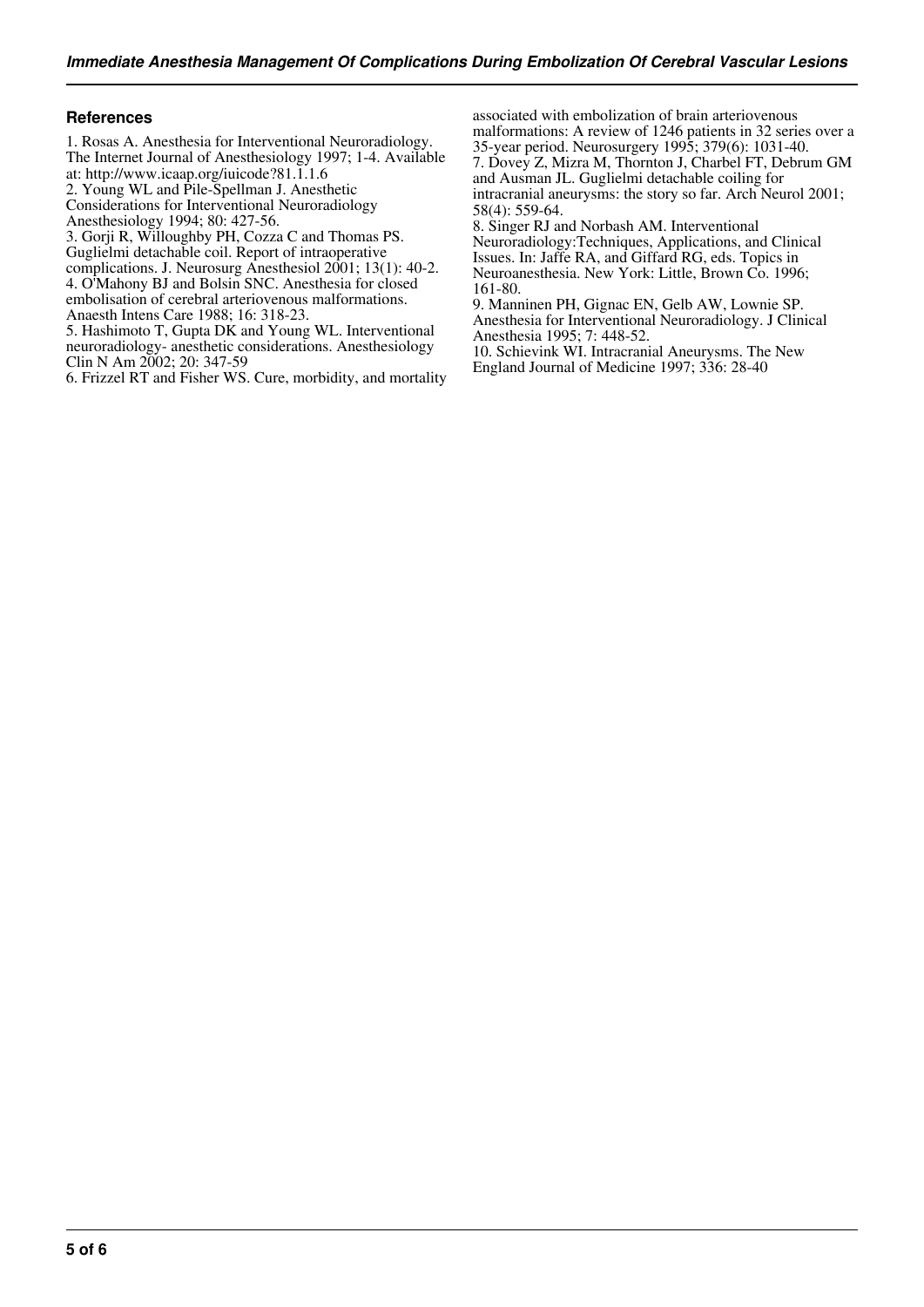## References

1. Rosas A. Anesthesia for Interventional Neuroradiology. The Internet Journal of Anesthesiology 1997; 1-4. Available at: http://www.icaap.org/iuicode?81.1.1.6
2. Young WL and Pile-Spellman J. Anesthetic Considerations for Interventional Neuroradiology Anesthesiology 1994; 80: 427-56.
3. Gorji R, Willoughby PH, Cozza C and Thomas PS. Guglielmi detachable coil. Report of intraoperative complications. J. Neurosurg Anesthesiol 2001; 13(1): 40-2.
4. O'Mahony BJ and Bolsin SNC. Anesthesia for closed embolisation of cerebral arteriovenous malformations. Anaesth Intens Care 1988; 16: 318-23.
5. Hashimoto T, Gupta DK and Young WL. Interventional neuroradiology- anesthetic considerations. Anesthesiology Clin N Am 2002; 20: 347-59
6. Frizzel RT and Fisher WS. Cure, morbidity, and mortality associated with embolization of brain arteriovenous malformations: A review of 1246 patients in 32 series over a 35-year period. Neurosurgery 1995; 379(6): 1031-40.
7. Dovey Z, Mizra M, Thornton J, Charbel FT, Debrum GM and Ausman JL. Guglielmi detachable coiling for intracranial aneurysms: the story so far. Arch Neurol 2001; 58(4): 559-64.
8. Singer RJ and Norbash AM. Interventional Neuroradiology:Techniques, Applications, and Clinical Issues. In: Jaffe RA, and Giffard RG, eds. Topics in Neuroanesthesia. New York: Little, Brown Co. 1996; 161-80.
9. Manninen PH, Gignac EN, Gelb AW, Lownie SP. Anesthesia for Interventional Neuroradiology. J Clinical Anesthesia 1995; 7: 448-52.
10. Schievink WI. Intracranial Aneurysms. The New England Journal of Medicine 1997; 336: 28-40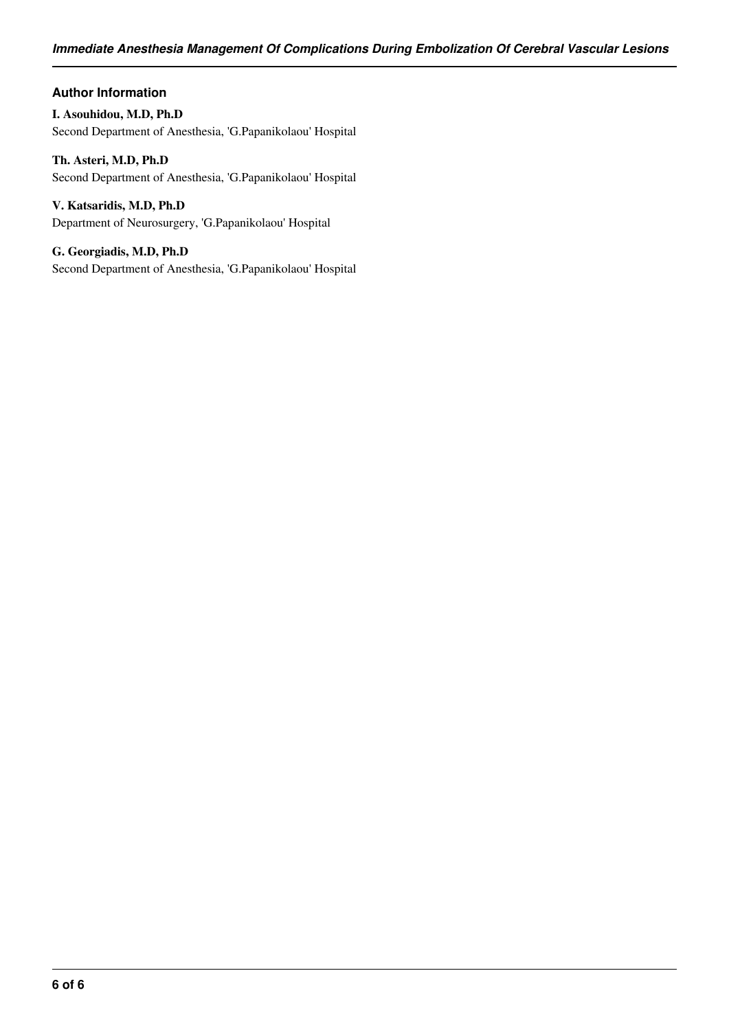### Author Information

**I. Asouhidou, M.D, Ph.D**
Second Department of Anesthesia, 'G.Papanikolaou' Hospital

**Th. Asteri, M.D, Ph.D**
Second Department of Anesthesia, 'G.Papanikolaou' Hospital

**V. Katsaridis, M.D, Ph.D**
Department of Neurosurgery, 'G.Papanikolaou' Hospital

**G. Georgiadis, M.D, Ph.D**
Second Department of Anesthesia, 'G.Papanikolaou' Hospital